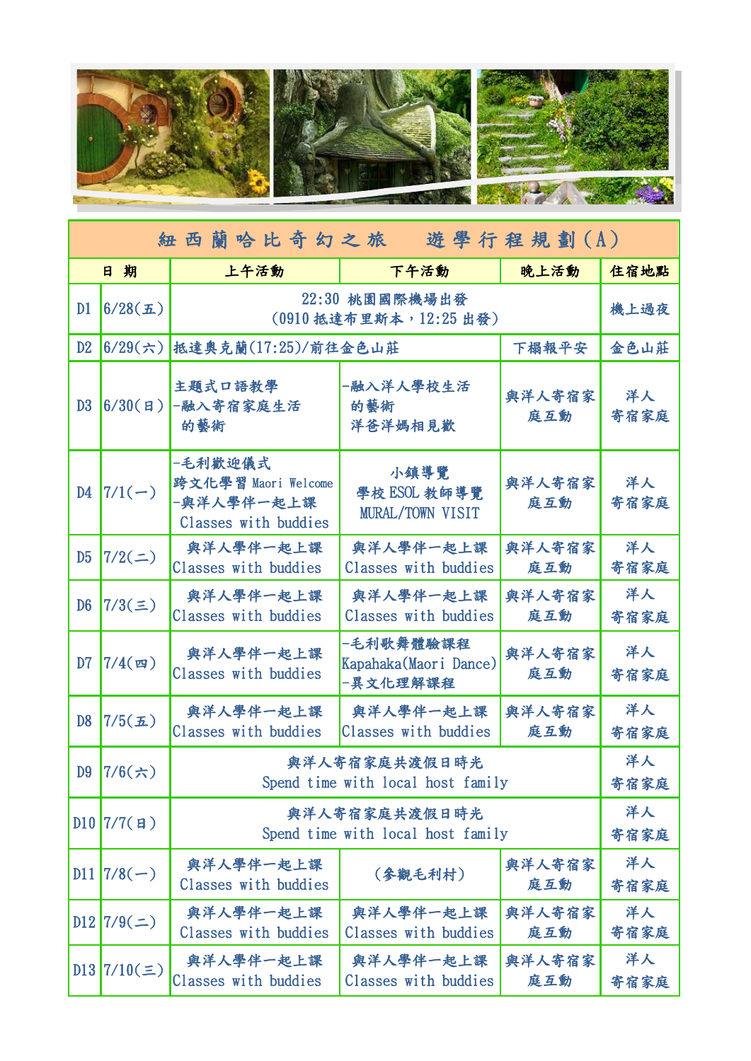| 紐西蘭哈比奇幻之旅　遊學行程規劃(A) | | | | | | |
|---|---|---|---|---|---|---|
| 日　期 | | 上午活動 | 下午活動 | 晚上活動 | 住宿地點 |
| D1 | 6/28(五) | 22:30 桃園國際機場出發<br>(0910 抵達布里斯本，12:25 出發) | | | 機上過夜 |
| D2 | 6/29(六) | 抵達奧克蘭(17:25)/前往金色山莊 | | 下榻報平安 | 金色山莊 |
| D3 | 6/30(日) | 主題式口語教學<br>-融入寄宿家庭生活的藝術 | -融入洋人學校生活的藝術<br>洋爸洋媽相見歡 | 與洋人寄宿家庭互動 | 洋人寄宿家庭 |
| D4 | 7/1(一) | -毛利歡迎儀式<br>跨文化學習 Maori Welcome<br>-與洋人學伴一起上課<br>Classes with buddies | 小鎮導覽<br>學校 ESOL 教師導覽<br>MURAL/TOWN VISIT | 與洋人寄宿家庭互動 | 洋人寄宿家庭 |
| D5 | 7/2(二) | 與洋人學伴一起上課<br>Classes with buddies | 與洋人學伴一起上課<br>Classes with buddies | 與洋人寄宿家庭互動 | 洋人寄宿家庭 |
| D6 | 7/3(三) | 與洋人學伴一起上課<br>Classes with buddies | 與洋人學伴一起上課<br>Classes with buddies | 與洋人寄宿家庭互動 | 洋人寄宿家庭 |
| D7 | 7/4(四) | 與洋人學伴一起上課<br>Classes with buddies | -毛利歌舞體驗課程<br>Kapahaka(Maori Dance)<br>-異文化理解課程 | 與洋人寄宿家庭互動 | 洋人寄宿家庭 |
| D8 | 7/5(五) | 與洋人學伴一起上課<br>Classes with buddies | 與洋人學伴一起上課<br>Classes with buddies | 與洋人寄宿家庭互動 | 洋人寄宿家庭 |
| D9 | 7/6(六) | 與洋人寄宿家庭共渡假日時光<br>Spend time with local host family | | | 洋人寄宿家庭 |
| D10 | 7/7(日) | 與洋人寄宿家庭共渡假日時光<br>Spend time with local host family | | | 洋人寄宿家庭 |
| D11 | 7/8(一) | 與洋人學伴一起上課<br>Classes with buddies | (參觀毛利村) | 與洋人寄宿家庭互動 | 洋人寄宿家庭 |
| D12 | 7/9(二) | 與洋人學伴一起上課<br>Classes with buddies | 與洋人學伴一起上課<br>Classes with buddies | 與洋人寄宿家庭互動 | 洋人寄宿家庭 |
| D13 | 7/10(三) | 與洋人學伴一起上課<br>Classes with buddies | 與洋人學伴一起上課<br>Classes with buddies | 與洋人寄宿家庭互動 | 洋人寄宿家庭 |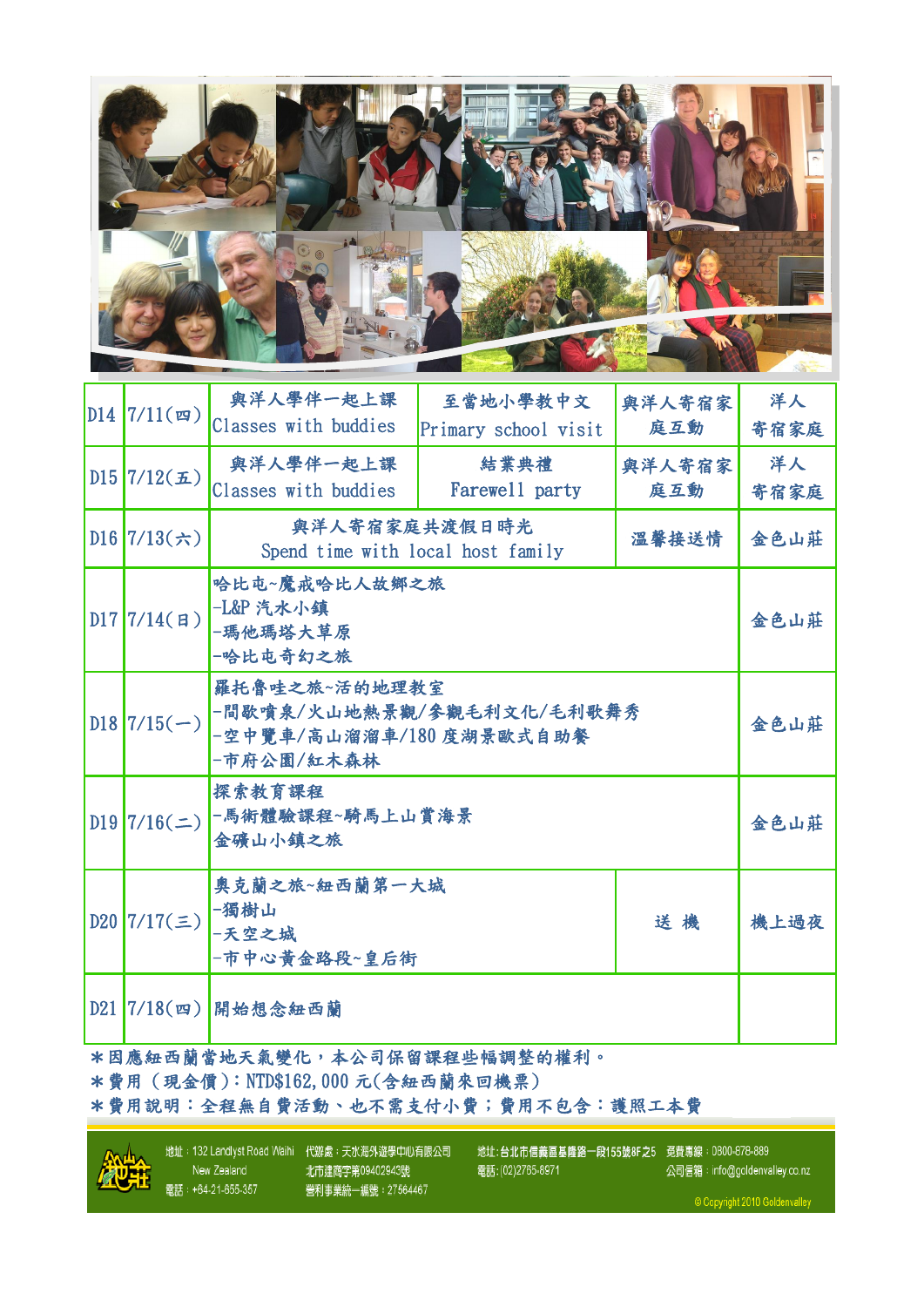| | | | | | |
|---|---|---|---|---|---|
| D14 | 7/11(四) | 與洋人學伴一起上課 Classes with buddies | 至當地小學教中文 Primary school visit | 與洋人寄宿家庭互動 | 洋人寄宿家庭 |
| D15 | 7/12(五) | 與洋人學伴一起上課 Classes with buddies | 結業典禮 Farewell party | 與洋人寄宿家庭互動 | 洋人寄宿家庭 |
| D16 | 7/13(六) | 與洋人寄宿家庭共渡假日時光 Spend time with local host family | | 溫馨接送情 | 金色山莊 |
| D17 | 7/14(日) | 哈比屯~魔戒哈比人故鄉之旅<br>-L&P 汽水小鎮<br>-瑪他瑪塔大草原<br>-哈比屯奇幻之旅 | | | 金色山莊 |
| D18 | 7/15(一) | 羅托魯哇之旅~活的地理教室<br>-間歇噴泉/火山地熱景觀/參觀毛利文化/毛利歌舞秀<br>-空中覽車/高山溜溜車/180 度湖景歐式自助餐<br>-市府公園/紅木森林 | | | 金色山莊 |
| D19 | 7/16(二) | 探索教育課程<br>-馬術體驗課程~騎馬上山賞海景<br>金礦山小鎮之旅 | | | 金色山莊 |
| D20 | 7/17(三) | 奧克蘭之旅~紐西蘭第一大城<br>-獨樹山<br>-天空之城<br>-市中心黃金路段~皇后街 | | 送 機 | 機上過夜 |
| D21 | 7/18(四) | 開始想念紐西蘭 | | | |

*因應紐西蘭當地天氣變化，本公司保留課程些幅調整的權利。
*費用（現金價）：NTD$162,000 元(含紐西蘭來回機票）
*費用說明：全程無自費活動、也不需支付小費；費用不包含：護照工本費

地址：132 Landlyst Road Waihi New Zealand 電話：+64-21-655-357
代辦處：天水海外遊學中心有限公司 北市建商字第09402943號 營利事業統一編號：27564467
地址：台北市信義區基隆路一段155號8F之5 電話：(02)2765-8971
免費專線：0800-878-889 公司信箱：info@goldenvalley.co.nz
© Copyright 2010 Goldenvalley